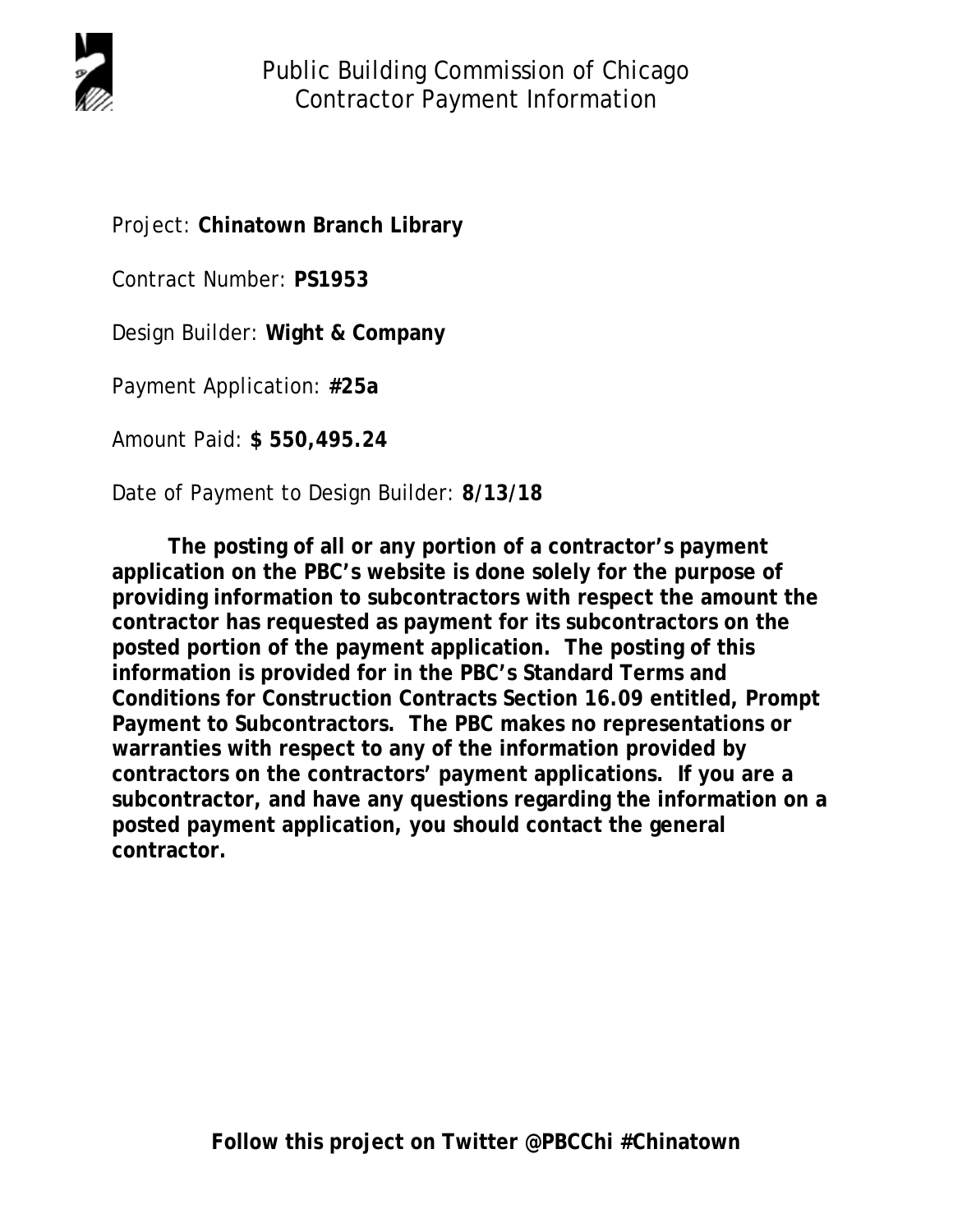# Public Building Commission of Chicago
## Contractor Payment Information

Project: **Chinatown Branch Library**

Contract Number: **PS1953**

Design Builder: **Wight & Company**

Payment Application: **#25a**

Amount Paid: **$ 550,495.24**

Date of Payment to Design Builder: **8/13/18**

**The posting of all or any portion of a contractor's payment application on the PBC's website is done solely for the purpose of providing information to subcontractors with respect the amount the contractor has requested as payment for its subcontractors on the posted portion of the payment application. The posting of this information is provided for in the PBC's Standard Terms and Conditions for Construction Contracts Section 16.09 entitled, Prompt Payment to Subcontractors. The PBC makes no representations or warranties with respect to any of the information provided by contractors on the contractors' payment applications. If you are a subcontractor, and have any questions regarding the information on a posted payment application, you should contact the general contractor.**

**Follow this project on Twitter @PBCChi #Chinatown**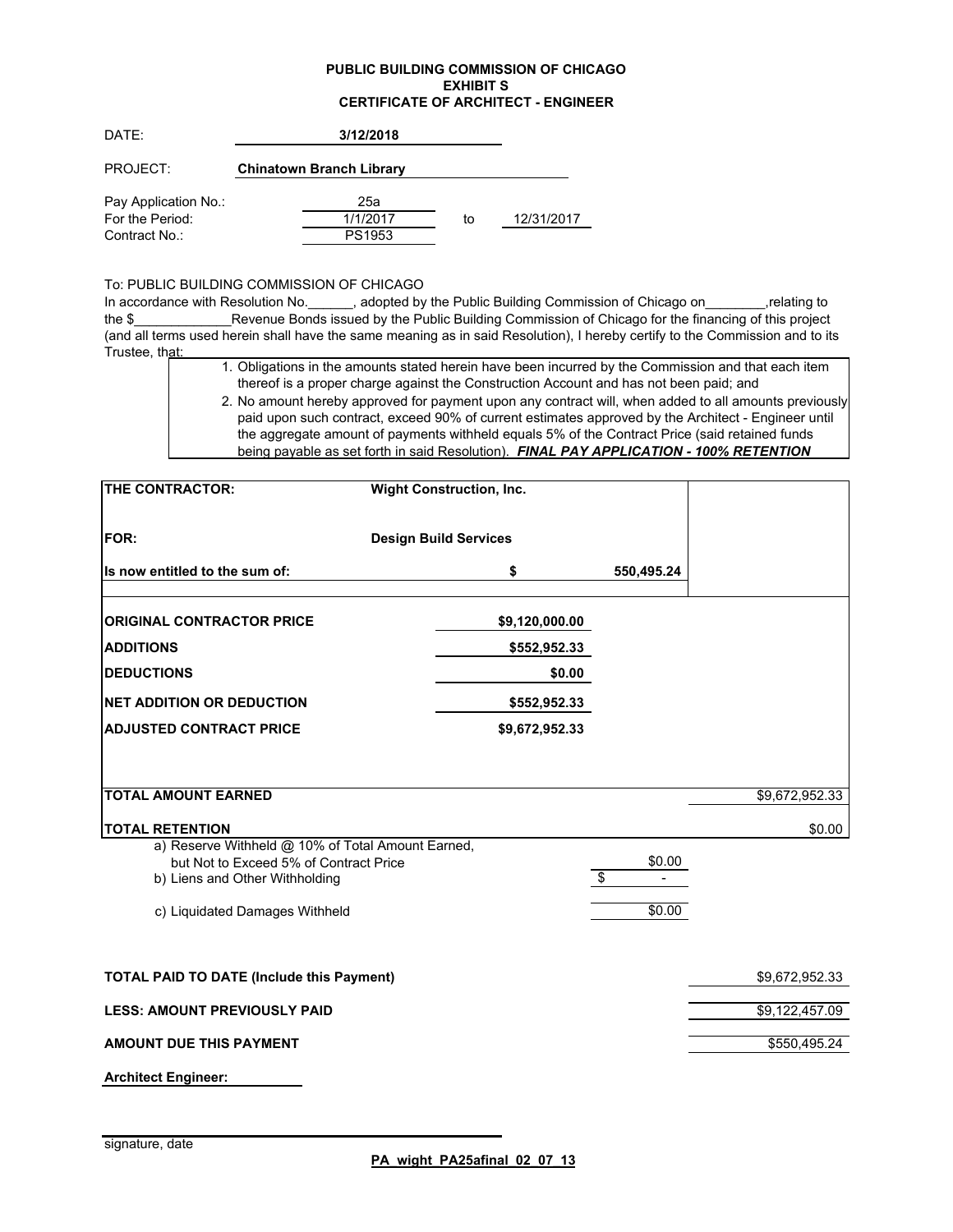**PUBLIC BUILDING COMMISSION OF CHICAGO**
**EXHIBIT S**
**CERTIFICATE OF ARCHITECT - ENGINEER**

DATE: **3/12/2018**

PROJECT: **Chinatown Branch Library**

Pay Application No.: 25a
For the Period: 1/1/2017 to 12/31/2017
Contract No.: PS1953

To: PUBLIC BUILDING COMMISSION OF CHICAGO
In accordance with Resolution No.\_\_\_\_\_\_, adopted by the Public Building Commission of Chicago on\_\_\_\_\_\_\_\_,relating to the $\_\_\_\_\_\_\_\_\_\_\_\_\_Revenue Bonds issued by the Public Building Commission of Chicago for the financing of this project (and all terms used herein shall have the same meaning as in said Resolution), I hereby certify to the Commission and to its Trustee, that:

1. Obligations in the amounts stated herein have been incurred by the Commission and that each item thereof is a proper charge against the Construction Account and has not been paid; and
2. No amount hereby approved for payment upon any contract will, when added to all amounts previously paid upon such contract, exceed 90% of current estimates approved by the Architect - Engineer until the aggregate amount of payments withheld equals 5% of the Contract Price (said retained funds being payable as set forth in said Resolution). ***FINAL PAY APPLICATION - 100% RETENTION***

| | | | |
|---|---|---|---|
| **THE CONTRACTOR:** | **Wight Construction, Inc.** | | |
| **FOR:** | **Design Build Services** | | |
| **Is now entitled to the sum of:** | **$** | **550,495.24** | |
| **ORIGINAL CONTRACTOR PRICE** | **$9,120,000.00** | | |
| **ADDITIONS** | **$552,952.33** | | |
| **DEDUCTIONS** | **$0.00** | | |
| **NET ADDITION OR DEDUCTION** | **$552,952.33** | | |
| **ADJUSTED CONTRACT PRICE** | **$9,672,952.33** | | |
| **TOTAL AMOUNT EARNED** | | | $9,672,952.33 |
| **TOTAL RETENTION** | | | $0.00 |
| a) Reserve Withheld @ 10% of Total Amount Earned, but Not to Exceed 5% of Contract Price | | $0.00 | |
| b) Liens and Other Withholding | | $ - | |
| c) Liquidated Damages Withheld | | $0.00 | |
| **TOTAL PAID TO DATE (Include this Payment)** | | | $9,672,952.33 |
| **LESS: AMOUNT PREVIOUSLY PAID** | | | $9,122,457.09 |
| **AMOUNT DUE THIS PAYMENT** | | | $550,495.24 |

**Architect Engineer:**

signature, date

**PA_wight_PA25afinal_02_07_13**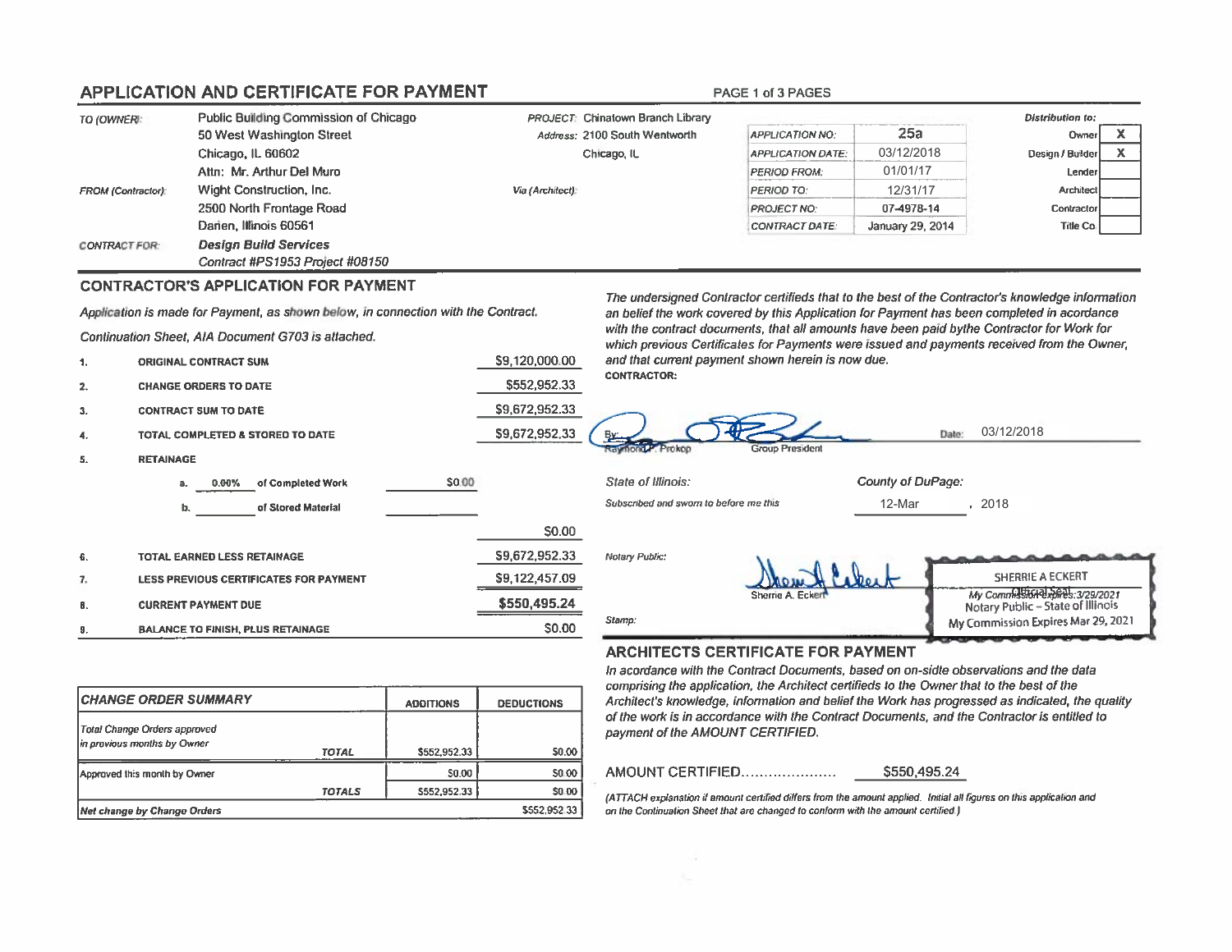# APPLICATION AND CERTIFICATE FOR PAYMENT

PAGE 1 of 3 PAGES

| | | | | | | |
|---|---|---|---|---|---|---|
| TO (OWNER): | Public Building Commission of Chicago | PROJECT: Chinatown Branch Library | | | Distribution to: | |
| | 50 West Washington Street | Address: 2100 South Wentworth | APPLICATION NO: | 25a | Owner | X |
| | Chicago, IL 60602 | Chicago, IL | APPLICATION DATE: | 03/12/2018 | Design / Builder | X |
| | Attn: Mr. Arthur Del Muro | | PERIOD FROM: | 01/01/17 | Lender | |
| FROM (Contractor): | Wight Construction, Inc. | Via (Architect): | PERIOD TO: | 12/31/17 | Architect | |
| | 2500 North Frontage Road | | PROJECT NO: | 07-4978-14 | Contractor | |
| | Darien, Illinois 60561 | | CONTRACT DATE: | January 29, 2014 | Title Co | |
| CONTRACT FOR: | ***Design Build Services*** | | | | | |
| | *Contract #PS1953 Project #08150* | | | | | |

## CONTRACTOR'S APPLICATION FOR PAYMENT

*Application is made for Payment, as shown below, in connection with the Contract.*

*Continuation Sheet, AIA Document G703 is attached.*

| | | | |
|---|---|---|---|
| 1. | ORIGINAL CONTRACT SUM | | $9,120,000.00 |
| 2. | CHANGE ORDERS TO DATE | | $552,952.33 |
| 3. | CONTRACT SUM TO DATE | | $9,672,952.33 |
| 4. | TOTAL COMPLETED & STORED TO DATE | | $9,672,952.33 |
| 5. | RETAINAGE | | |
| | a. 0.00% of Completed Work | $0.00 | |
| | b. ______ of Stored Material | | |
| | | | $0.00 |
| 6. | TOTAL EARNED LESS RETAINAGE | | $9,672,952.33 |
| 7. | LESS PREVIOUS CERTIFICATES FOR PAYMENT | | $9,122,457.09 |
| 8. | CURRENT PAYMENT DUE | | **$550,495.24** |
| 9. | BALANCE TO FINISH, PLUS RETAINAGE | | $0.00 |

| CHANGE ORDER SUMMARY | | ADDITIONS | DEDUCTIONS |
|---|---|---|---|
| Total Change Orders approved in previous months by Owner | TOTAL | $552,952.33 | $0.00 |
| Approved this month by Owner | | $0.00 | $0.00 |
| | TOTALS | $552,952.33 | $0.00 |
| Net change by Change Orders | | | $552,952.33 |

*The undersigned Contractor certifieds that to the best of the Contractor's knowledge information an belief the work covered by this Application for Payment has been completed in acordance with the contract documents, that all amounts have been paid bythe Contractor for Work for which previous Certificates for Payments were issued and payments received from the Owner, and that current payment shown herein is now due.*

CONTRACTOR:

By: Raymond F. Prokop, Group President — Date: 03/12/2018

*State of Illinois:* — *County of DuPage:*

*Subscribed and sworn to before me this* 12-Mar, 2018

*Notary Public:* Sherrie A. Eckert

*Stamp:* SHERRIE A ECKERT, Official Seal, Notary Public – State of Illinois, My Commission Expires Mar 29, 2021

## ARCHITECTS CERTIFICATE FOR PAYMENT

*In acordance with the Contract Documents, based on on-sidte observations and the data comprising the application, the Architect certifieds to the Owner that to the best of the Architect's knowledge, information and belief the Work has progressed as indicated, the quality of the work is in accordance with the Contract Documents, and the Contractor is entitled to payment of the AMOUNT CERTIFIED.*

AMOUNT CERTIFIED.................... $550,495.24

*(ATTACH explanation if amount certified differs from the amount applied. Initial all figures on this application and on the Continuation Sheet that are changed to conform with the amount certified.)*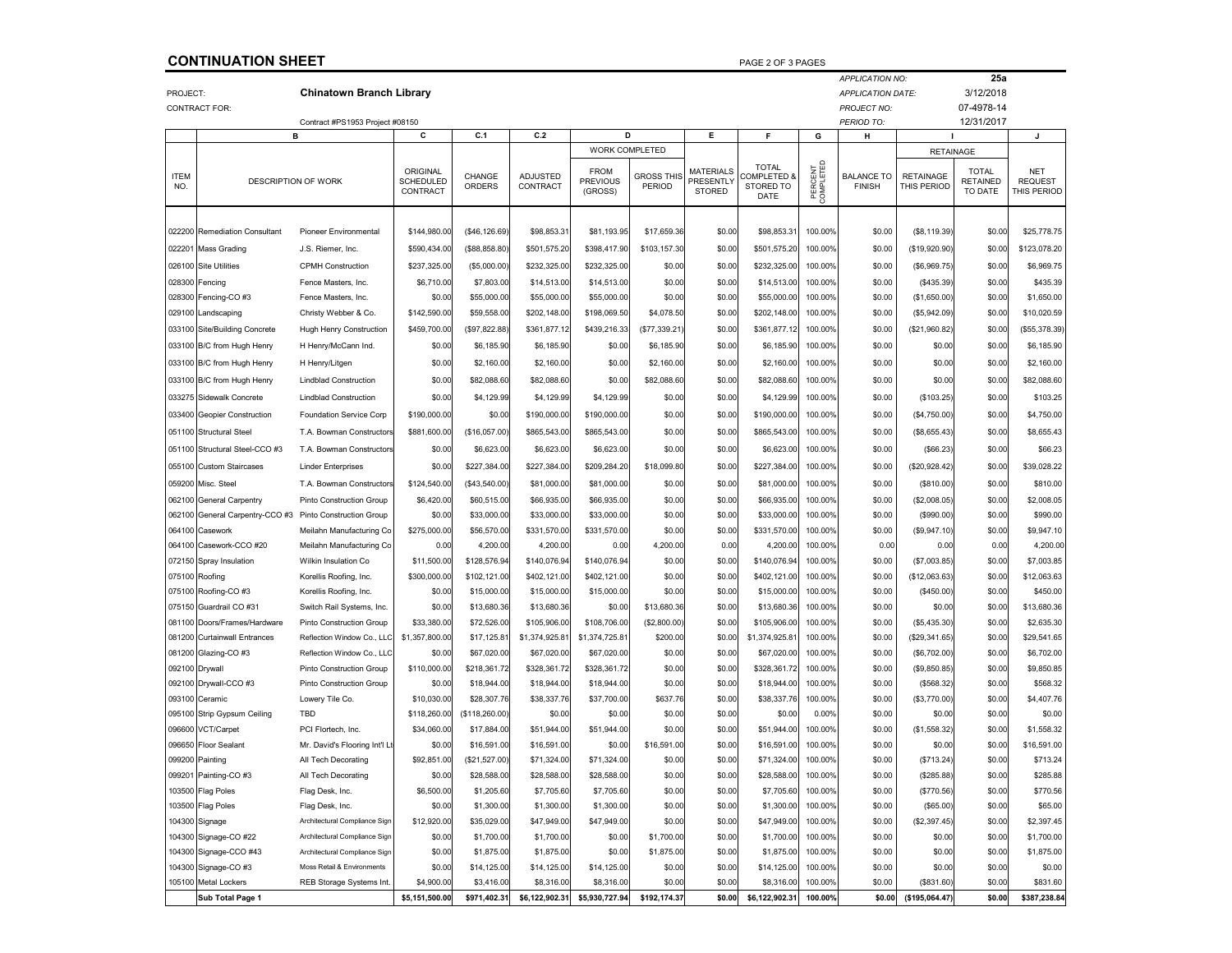# CONTINUATION SHEET

PAGE 2 OF 3 PAGES

| | |
|---|---|
| APPLICATION NO: | 25a |
| APPLICATION DATE: | 3/12/2018 |
| PROJECT NO: | 07-4978-14 |
| PERIOD TO: | 12/31/2017 |

PROJECT: **Chinatown Branch Library**

CONTRACT FOR:

Contract #PS1953 Project #08150

| | B | | C | C.1 | C.2 | D | | E | F | G | H | I | | J |
|---|---|---|---|---|---|---|---|---|---|---|---|---|---|---|
| | | | | | | WORK COMPLETED | | | | | | RETAINAGE | | |
| ITEM NO. | DESCRIPTION OF WORK | | ORIGINAL SCHEDULED CONTRACT | CHANGE ORDERS | ADJUSTED CONTRACT | FROM PREVIOUS (GROSS) | GROSS THIS PERIOD | MATERIALS PRESENTLY STORED | TOTAL COMPLETED & STORED TO DATE | PERCENT COMPLETED | BALANCE TO FINISH | RETAINAGE THIS PERIOD | TOTAL RETAINED TO DATE | NET REQUEST THIS PERIOD |
| 022200 | Remediation Consultant | Pioneer Environmental | $144,980.00 | ($46,126.69) | $98,853.31 | $81,193.95 | $17,659.36 | $0.00 | $98,853.31 | 100.00% | $0.00 | ($8,119.39) | $0.00 | $25,778.75 |
| 022201 | Mass Grading | J.S. Riemer, Inc. | $590,434.00 | ($88,858.80) | $501,575.20 | $398,417.90 | $103,157.30 | $0.00 | $501,575.20 | 100.00% | $0.00 | ($19,920.90) | $0.00 | $123,078.20 |
| 026100 | Site Utilities | CPMH Construction | $237,325.00 | ($5,000.00) | $232,325.00 | $232,325.00 | $0.00 | $0.00 | $232,325.00 | 100.00% | $0.00 | ($6,969.75) | $0.00 | $6,969.75 |
| 028300 | Fencing | Fence Masters, Inc. | $6,710.00 | $7,803.00 | $14,513.00 | $14,513.00 | $0.00 | $0.00 | $14,513.00 | 100.00% | $0.00 | ($435.39) | $0.00 | $435.39 |
| 028300 | Fencing-CO #3 | Fence Masters, Inc. | $0.00 | $55,000.00 | $55,000.00 | $55,000.00 | $0.00 | $0.00 | $55,000.00 | 100.00% | $0.00 | ($1,650.00) | $0.00 | $1,650.00 |
| 029100 | Landscaping | Christy Webber & Co. | $142,590.00 | $59,558.00 | $202,148.00 | $198,069.50 | $4,078.50 | $0.00 | $202,148.00 | 100.00% | $0.00 | ($5,942.09) | $0.00 | $10,020.59 |
| 033100 | Site/Building Concrete | Hugh Henry Construction | $459,700.00 | ($97,822.88) | $361,877.12 | $439,216.33 | ($77,339.21) | $0.00 | $361,877.12 | 100.00% | $0.00 | ($21,960.82) | $0.00 | ($55,378.39) |
| 033100 | B/C from Hugh Henry | H Henry/McCann Ind. | $0.00 | $6,185.90 | $6,185.90 | $0.00 | $6,185.90 | $0.00 | $6,185.90 | 100.00% | $0.00 | $0.00 | $0.00 | $6,185.90 |
| 033100 | B/C from Hugh Henry | H Henry/Litgen | $0.00 | $2,160.00 | $2,160.00 | $0.00 | $2,160.00 | $0.00 | $2,160.00 | 100.00% | $0.00 | $0.00 | $0.00 | $2,160.00 |
| 033100 | B/C from Hugh Henry | Lindblad Construction | $0.00 | $82,088.60 | $82,088.60 | $0.00 | $82,088.60 | $0.00 | $82,088.60 | 100.00% | $0.00 | $0.00 | $0.00 | $82,088.60 |
| 033275 | Sidewalk Concrete | Lindblad Construction | $0.00 | $4,129.99 | $4,129.99 | $4,129.99 | $0.00 | $0.00 | $4,129.99 | 100.00% | $0.00 | ($103.25) | $0.00 | $103.25 |
| 033400 | Geopier Construction | Foundation Service Corp | $190,000.00 | $0.00 | $190,000.00 | $190,000.00 | $0.00 | $0.00 | $190,000.00 | 100.00% | $0.00 | ($4,750.00) | $0.00 | $4,750.00 |
| 051100 | Structural Steel | T.A. Bowman Constructors | $881,600.00 | ($16,057.00) | $865,543.00 | $865,543.00 | $0.00 | $0.00 | $865,543.00 | 100.00% | $0.00 | ($8,655.43) | $0.00 | $8,655.43 |
| 051100 | Structural Steel-CCO #3 | T.A. Bowman Constructors | $0.00 | $6,623.00 | $6,623.00 | $6,623.00 | $0.00 | $0.00 | $6,623.00 | 100.00% | $0.00 | ($66.23) | $0.00 | $66.23 |
| 055100 | Custom Staircases | Linder Enterprises | $0.00 | $227,384.00 | $227,384.00 | $209,284.20 | $18,099.80 | $0.00 | $227,384.00 | 100.00% | $0.00 | ($20,928.42) | $0.00 | $39,028.22 |
| 059200 | Misc. Steel | T.A. Bowman Constructors | $124,540.00 | ($43,540.00) | $81,000.00 | $81,000.00 | $0.00 | $0.00 | $81,000.00 | 100.00% | $0.00 | ($810.00) | $0.00 | $810.00 |
| 062100 | General Carpentry | Pinto Construction Group | $6,420.00 | $60,515.00 | $66,935.00 | $66,935.00 | $0.00 | $0.00 | $66,935.00 | 100.00% | $0.00 | ($2,008.05) | $0.00 | $2,008.05 |
| 062100 | General Carpentry-CCO #3 | Pinto Construction Group | $0.00 | $33,000.00 | $33,000.00 | $33,000.00 | $0.00 | $0.00 | $33,000.00 | 100.00% | $0.00 | ($990.00) | $0.00 | $990.00 |
| 064100 | Casework | Meilahn Manufacturing Co | $275,000.00 | $56,570.00 | $331,570.00 | $331,570.00 | $0.00 | $0.00 | $331,570.00 | 100.00% | $0.00 | ($9,947.10) | $0.00 | $9,947.10 |
| 064100 | Casework-CCO #20 | Meilahn Manufacturing Co | 0.00 | 4,200.00 | 4,200.00 | 0.00 | 4,200.00 | 0.00 | 4,200.00 | 100.00% | 0.00 | 0.00 | 0.00 | 4,200.00 |
| 072150 | Spray Insulation | Wilkin Insulation Co | $11,500.00 | $128,576.94 | $140,076.94 | $140,076.94 | $0.00 | $0.00 | $140,076.94 | 100.00% | $0.00 | ($7,003.85) | $0.00 | $7,003.85 |
| 075100 | Roofing | Korellis Roofing, Inc. | $300,000.00 | $102,121.00 | $402,121.00 | $402,121.00 | $0.00 | $0.00 | $402,121.00 | 100.00% | $0.00 | ($12,063.63) | $0.00 | $12,063.63 |
| 075100 | Roofing-CO #3 | Korellis Roofing, Inc. | $0.00 | $15,000.00 | $15,000.00 | $15,000.00 | $0.00 | $0.00 | $15,000.00 | 100.00% | $0.00 | ($450.00) | $0.00 | $450.00 |
| 075150 | Guardrail CO #31 | Switch Rail Systems, Inc. | $0.00 | $13,680.36 | $13,680.36 | $0.00 | $13,680.36 | $0.00 | $13,680.36 | 100.00% | $0.00 | $0.00 | $0.00 | $13,680.36 |
| 081100 | Doors/Frames/Hardware | Pinto Construction Group | $33,380.00 | $72,526.00 | $105,906.00 | $108,706.00 | ($2,800.00) | $0.00 | $105,906.00 | 100.00% | $0.00 | ($5,435.30) | $0.00 | $2,635.30 |
| 081200 | Curtainwall Entrances | Reflection Window Co., LLC | $1,357,800.00 | $17,125.81 | $1,374,925.81 | $1,374,725.81 | $200.00 | $0.00 | $1,374,925.81 | 100.00% | $0.00 | ($29,341.65) | $0.00 | $29,541.65 |
| 081200 | Glazing-CO #3 | Reflection Window Co., LLC | $0.00 | $67,020.00 | $67,020.00 | $67,020.00 | $0.00 | $0.00 | $67,020.00 | 100.00% | $0.00 | ($6,702.00) | $0.00 | $6,702.00 |
| 092100 | Drywall | Pinto Construction Group | $110,000.00 | $218,361.72 | $328,361.72 | $328,361.72 | $0.00 | $0.00 | $328,361.72 | 100.00% | $0.00 | ($9,850.85) | $0.00 | $9,850.85 |
| 092100 | Drywall-CCO #3 | Pinto Construction Group | $0.00 | $18,944.00 | $18,944.00 | $18,944.00 | $0.00 | $0.00 | $18,944.00 | 100.00% | $0.00 | ($568.32) | $0.00 | $568.32 |
| 093100 | Ceramic | Lowery Tile Co. | $10,030.00 | $28,307.76 | $38,337.76 | $37,700.00 | $637.76 | $0.00 | $38,337.76 | 100.00% | $0.00 | ($3,770.00) | $0.00 | $4,407.76 |
| 095100 | Strip Gypsum Ceiling | TBD | $118,260.00 | ($118,260.00) | $0.00 | $0.00 | $0.00 | $0.00 | $0.00 | 0.00% | $0.00 | $0.00 | $0.00 | $0.00 |
| 096600 | VCT/Carpet | PCI Flortech, Inc. | $34,060.00 | $17,884.00 | $51,944.00 | $51,944.00 | $0.00 | $0.00 | $51,944.00 | 100.00% | $0.00 | ($1,558.32) | $0.00 | $1,558.32 |
| 096650 | Floor Sealant | Mr. David's Flooring Int'l Lt | $0.00 | $16,591.00 | $16,591.00 | $0.00 | $16,591.00 | $0.00 | $16,591.00 | 100.00% | $0.00 | $0.00 | $0.00 | $16,591.00 |
| 099200 | Painting | All Tech Decorating | $92,851.00 | ($21,527.00) | $71,324.00 | $71,324.00 | $0.00 | $0.00 | $71,324.00 | 100.00% | $0.00 | ($713.24) | $0.00 | $713.24 |
| 099201 | Painting-CO #3 | All Tech Decorating | $0.00 | $28,588.00 | $28,588.00 | $28,588.00 | $0.00 | $0.00 | $28,588.00 | 100.00% | $0.00 | ($285.88) | $0.00 | $285.88 |
| 103500 | Flag Poles | Flag Desk, Inc. | $6,500.00 | $1,205.60 | $7,705.60 | $7,705.60 | $0.00 | $0.00 | $7,705.60 | 100.00% | $0.00 | ($770.56) | $0.00 | $770.56 |
| 103500 | Flag Poles | Flag Desk, Inc. | $0.00 | $1,300.00 | $1,300.00 | $1,300.00 | $0.00 | $0.00 | $1,300.00 | 100.00% | $0.00 | ($65.00) | $0.00 | $65.00 |
| 104300 | Signage | Architectural Compliance Sign | $12,920.00 | $35,029.00 | $47,949.00 | $47,949.00 | $0.00 | $0.00 | $47,949.00 | 100.00% | $0.00 | ($2,397.45) | $0.00 | $2,397.45 |
| 104300 | Signage-CO #22 | Architectural Compliance Sign | $0.00 | $1,700.00 | $1,700.00 | $0.00 | $1,700.00 | $0.00 | $1,700.00 | 100.00% | $0.00 | $0.00 | $0.00 | $1,700.00 |
| 104300 | Signage-CCO #43 | Architectural Compliance Sign | $0.00 | $1,875.00 | $1,875.00 | $0.00 | $1,875.00 | $0.00 | $1,875.00 | 100.00% | $0.00 | $0.00 | $0.00 | $1,875.00 |
| 104300 | Signage-CO #3 | Moss Retail & Environments | $0.00 | $14,125.00 | $14,125.00 | $14,125.00 | $0.00 | $0.00 | $14,125.00 | 100.00% | $0.00 | $0.00 | $0.00 | $0.00 |
| 105100 | Metal Lockers | REB Storage Systems Int. | $4,900.00 | $3,416.00 | $8,316.00 | $8,316.00 | $0.00 | $0.00 | $8,316.00 | 100.00% | $0.00 | ($831.60) | $0.00 | $831.60 |
| | **Sub Total Page 1** | | **$5,151,500.00** | **$971,402.31** | **$6,122,902.31** | **$5,930,727.94** | **$192,174.37** | **$0.00** | **$6,122,902.31** | **100.00%** | **$0.00** | **($195,064.47)** | **$0.00** | **$387,238.84** |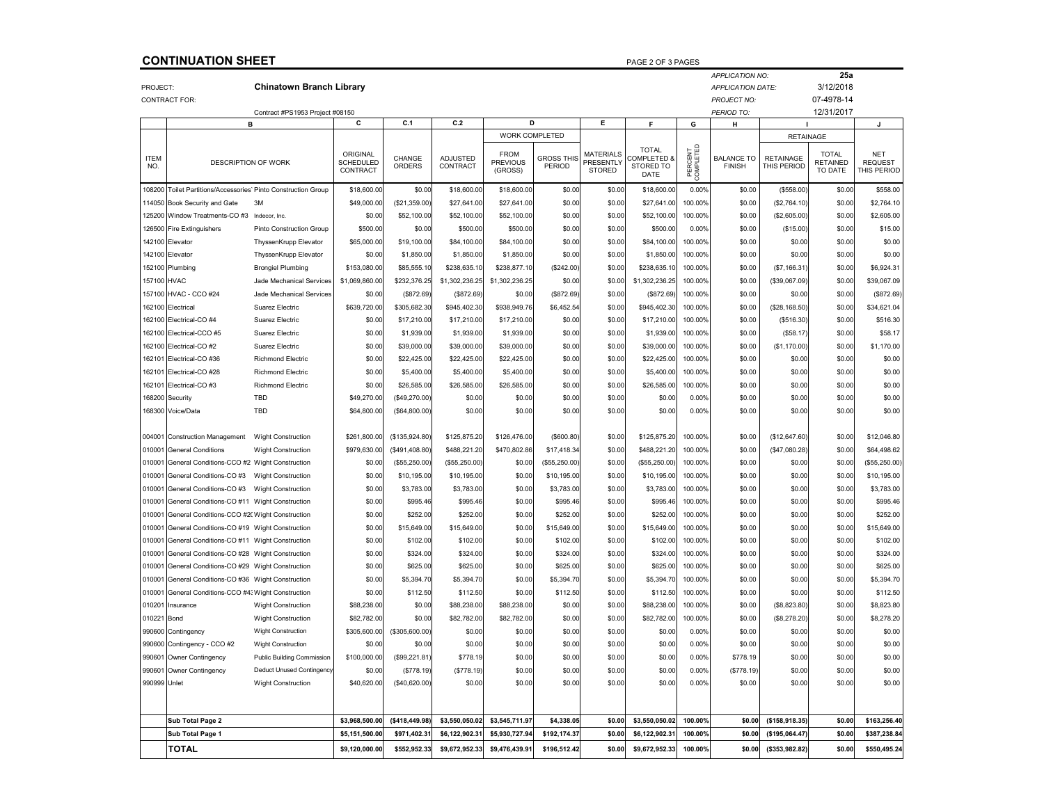## CONTINUATION SHEET

PROJECT: **Chinatown Branch Library**

CONTRACT FOR:

Contract #PS1953 Project #08150

APPLICATION NO: **25a**

APPLICATION DATE: 3/12/2018

PROJECT NO: 07-4978-14

PERIOD TO: 12/31/2017

| | B | | C | C.1 | C.2 | D | | E | F | G | H | I | | J |
|---|---|---|---|---|---|---|---|---|---|---|---|---|---|---|
| | | | | | | WORK COMPLETED | | | | | | RETAINAGE | | |
| ITEM NO. | DESCRIPTION OF WORK | | ORIGINAL SCHEDULED CONTRACT | CHANGE ORDERS | ADJUSTED CONTRACT | FROM PREVIOUS (GROSS) | GROSS THIS PERIOD | MATERIALS PRESENTLY STORED | TOTAL COMPLETED & STORED TO DATE | PERCENT COMPLETED | BALANCE TO FINISH | RETAINAGE THIS PERIOD | TOTAL RETAINED TO DATE | NET REQUEST THIS PERIOD |
| 108200 | Toilet Partitions/Accessories | Pinto Construction Group | $18,600.00 | $0.00 | $18,600.00 | $18,600.00 | $0.00 | $0.00 | $18,600.00 | 0.00% | $0.00 | ($558.00) | $0.00 | $558.00 |
| 114050 | Book Security and Gate | 3M | $49,000.00 | ($21,359.00) | $27,641.00 | $27,641.00 | $0.00 | $0.00 | $27,641.00 | 100.00% | $0.00 | ($2,764.10) | $0.00 | $2,764.10 |
| 125200 | Window Treatments-CO #3 | Indecor, Inc. | $0.00 | $52,100.00 | $52,100.00 | $52,100.00 | $0.00 | $0.00 | $52,100.00 | 100.00% | $0.00 | ($2,605.00) | $0.00 | $2,605.00 |
| 126500 | Fire Extinguishers | Pinto Construction Group | $500.00 | $0.00 | $500.00 | $500.00 | $0.00 | $0.00 | $500.00 | 0.00% | $0.00 | ($15.00) | $0.00 | $15.00 |
| 142100 | Elevator | ThyssenKrupp Elevator | $65,000.00 | $19,100.00 | $84,100.00 | $84,100.00 | $0.00 | $0.00 | $84,100.00 | 100.00% | $0.00 | $0.00 | $0.00 | $0.00 |
| 142100 | Elevator | ThyssenKrupp Elevator | $0.00 | $1,850.00 | $1,850.00 | $1,850.00 | $0.00 | $0.00 | $1,850.00 | 100.00% | $0.00 | $0.00 | $0.00 | $0.00 |
| 152100 | Plumbing | Brongiel Plumbing | $153,080.00 | $85,555.10 | $238,635.10 | $238,877.10 | ($242.00) | $0.00 | $238,635.10 | 100.00% | $0.00 | ($7,166.31) | $0.00 | $6,924.31 |
| 157100 | HVAC | Jade Mechanical Services | $1,069,860.00 | $232,376.25 | $1,302,236.25 | $1,302,236.25 | $0.00 | $0.00 | $1,302,236.25 | 100.00% | $0.00 | ($39,067.09) | $0.00 | $39,067.09 |
| 157100 | HVAC - CCO #24 | Jade Mechanical Services | $0.00 | ($872.69) | ($872.69) | $0.00 | ($872.69) | $0.00 | ($872.69) | 100.00% | $0.00 | $0.00 | $0.00 | ($872.69) |
| 162100 | Electrical | Suarez Electric | $639,720.00 | $305,682.30 | $945,402.30 | $938,949.76 | $6,452.54 | $0.00 | $945,402.30 | 100.00% | $0.00 | ($28,168.50) | $0.00 | $34,621.04 |
| 162100 | Electrical-CO #4 | Suarez Electric | $0.00 | $17,210.00 | $17,210.00 | $17,210.00 | $0.00 | $0.00 | $17,210.00 | 100.00% | $0.00 | ($516.30) | $0.00 | $516.30 |
| 162100 | Electrical-CCO #5 | Suarez Electric | $0.00 | $1,939.00 | $1,939.00 | $1,939.00 | $0.00 | $0.00 | $1,939.00 | 100.00% | $0.00 | ($58.17) | $0.00 | $58.17 |
| 162100 | Electrical-CO #2 | Suarez Electric | $0.00 | $39,000.00 | $39,000.00 | $39,000.00 | $0.00 | $0.00 | $39,000.00 | 100.00% | $0.00 | ($1,170.00) | $0.00 | $1,170.00 |
| 162101 | Electrical-CO #36 | Richmond Electric | $0.00 | $22,425.00 | $22,425.00 | $22,425.00 | $0.00 | $0.00 | $22,425.00 | 100.00% | $0.00 | $0.00 | $0.00 | $0.00 |
| 162101 | Electrical-CO #28 | Richmond Electric | $0.00 | $5,400.00 | $5,400.00 | $5,400.00 | $0.00 | $0.00 | $5,400.00 | 100.00% | $0.00 | $0.00 | $0.00 | $0.00 |
| 162101 | Electrical-CO #3 | Richmond Electric | $0.00 | $26,585.00 | $26,585.00 | $26,585.00 | $0.00 | $0.00 | $26,585.00 | 100.00% | $0.00 | $0.00 | $0.00 | $0.00 |
| 168200 | Security | TBD | $49,270.00 | ($49,270.00) | $0.00 | $0.00 | $0.00 | $0.00 | $0.00 | 0.00% | $0.00 | $0.00 | $0.00 | $0.00 |
| 168300 | Voice/Data | TBD | $64,800.00 | ($64,800.00) | $0.00 | $0.00 | $0.00 | $0.00 | $0.00 | 0.00% | $0.00 | $0.00 | $0.00 | $0.00 |
| | | | | | | | | | | | | | | |
| 004001 | Construction Management | Wight Construction | $261,800.00 | ($135,924.80) | $125,875.20 | $126,476.00 | ($600.80) | $0.00 | $125,875.20 | 100.00% | $0.00 | ($12,647.60) | $0.00 | $12,046.80 |
| 010001 | General Conditions | Wight Construction | $979,630.00 | ($491,408.80) | $488,221.20 | $470,802.86 | $17,418.34 | $0.00 | $488,221.20 | 100.00% | $0.00 | ($47,080.28) | $0.00 | $64,498.62 |
| 010001 | General Conditions-CCO #2 | Wight Construction | $0.00 | ($55,250.00) | ($55,250.00) | $0.00 | ($55,250.00) | $0.00 | ($55,250.00) | 100.00% | $0.00 | $0.00 | $0.00 | ($55,250.00) |
| 010001 | General Conditions-CO #3 | Wight Construction | $0.00 | $10,195.00 | $10,195.00 | $0.00 | $10,195.00 | $0.00 | $10,195.00 | 100.00% | $0.00 | $0.00 | $0.00 | $10,195.00 |
| 010001 | General Conditions-CO #3 | Wight Construction | $0.00 | $3,783.00 | $3,783.00 | $0.00 | $3,783.00 | $0.00 | $3,783.00 | 100.00% | $0.00 | $0.00 | $0.00 | $3,783.00 |
| 010001 | General Conditions-CO #11 | Wight Construction | $0.00 | $995.46 | $995.46 | $0.00 | $995.46 | $0.00 | $995.46 | 100.00% | $0.00 | $0.00 | $0.00 | $995.46 |
| 010001 | General Conditions-CCO #20 | Wight Construction | $0.00 | $252.00 | $252.00 | $0.00 | $252.00 | $0.00 | $252.00 | 100.00% | $0.00 | $0.00 | $0.00 | $252.00 |
| 010001 | General Conditions-CO #19 | Wight Construction | $0.00 | $15,649.00 | $15,649.00 | $0.00 | $15,649.00 | $0.00 | $15,649.00 | 100.00% | $0.00 | $0.00 | $0.00 | $15,649.00 |
| 010001 | General Conditions-CO #11 | Wight Construction | $0.00 | $102.00 | $102.00 | $0.00 | $102.00 | $0.00 | $102.00 | 100.00% | $0.00 | $0.00 | $0.00 | $102.00 |
| 010001 | General Conditions-CO #28 | Wight Construction | $0.00 | $324.00 | $324.00 | $0.00 | $324.00 | $0.00 | $324.00 | 100.00% | $0.00 | $0.00 | $0.00 | $324.00 |
| 010001 | General Conditions-CO #29 | Wight Construction | $0.00 | $625.00 | $625.00 | $0.00 | $625.00 | $0.00 | $625.00 | 100.00% | $0.00 | $0.00 | $0.00 | $625.00 |
| 010001 | General Conditions-CO #36 | Wight Construction | $0.00 | $5,394.70 | $5,394.70 | $0.00 | $5,394.70 | $0.00 | $5,394.70 | 100.00% | $0.00 | $0.00 | $0.00 | $5,394.70 |
| 010001 | General Conditions-CCO #43 | Wight Construction | $0.00 | $112.50 | $112.50 | $0.00 | $112.50 | $0.00 | $112.50 | 100.00% | $0.00 | $0.00 | $0.00 | $112.50 |
| 010201 | Insurance | Wight Construction | $88,238.00 | $0.00 | $88,238.00 | $88,238.00 | $0.00 | $0.00 | $88,238.00 | 100.00% | $0.00 | ($8,823.80) | $0.00 | $8,823.80 |
| 010221 | Bond | Wight Construction | $82,782.00 | $0.00 | $82,782.00 | $82,782.00 | $0.00 | $0.00 | $82,782.00 | 100.00% | $0.00 | ($8,278.20) | $0.00 | $8,278.20 |
| 990600 | Contingency | Wight Construction | $305,600.00 | ($305,600.00) | $0.00 | $0.00 | $0.00 | $0.00 | $0.00 | 0.00% | $0.00 | $0.00 | $0.00 | $0.00 |
| 990600 | Contingency - CCO #2 | Wight Construction | $0.00 | $0.00 | $0.00 | $0.00 | $0.00 | $0.00 | $0.00 | 0.00% | $0.00 | $0.00 | $0.00 | $0.00 |
| 990601 | Owner Contingency | Public Building Commission | $100,000.00 | ($99,221.81) | $778.19 | $0.00 | $0.00 | $0.00 | $0.00 | 0.00% | $778.19 | $0.00 | $0.00 | $0.00 |
| 990601 | Owner Contingency | Deduct Unused Contingency | $0.00 | ($778.19) | ($778.19) | $0.00 | $0.00 | $0.00 | $0.00 | 0.00% | ($778.19) | $0.00 | $0.00 | $0.00 |
| 990999 | Unlet | Wight Construction | $40,620.00 | ($40,620.00) | $0.00 | $0.00 | $0.00 | $0.00 | $0.00 | 0.00% | $0.00 | $0.00 | $0.00 | $0.00 |
| | | | | | | | | | | | | | | |
| | **Sub Total Page 2** | | **$3,968,500.00** | **($418,449.98)** | **$3,550,050.02** | **$3,545,711.97** | **$4,338.05** | **$0.00** | **$3,550,050.02** | **100.00%** | **$0.00** | **($158,918.35)** | **$0.00** | **$163,256.40** |
| | **Sub Total Page 1** | | **$5,151,500.00** | **$971,402.31** | **$6,122,902.31** | **$5,930,727.94** | **$192,174.37** | **$0.00** | **$6,122,902.31** | **100.00%** | **$0.00** | **($195,064.47)** | **$0.00** | **$387,238.84** |
| | **TOTAL** | | **$9,120,000.00** | **$552,952.33** | **$9,672,952.33** | **$9,476,439.91** | **$196,512.42** | **$0.00** | **$9,672,952.33** | **100.00%** | **$0.00** | **($353,982.82)** | **$0.00** | **$550,495.24** |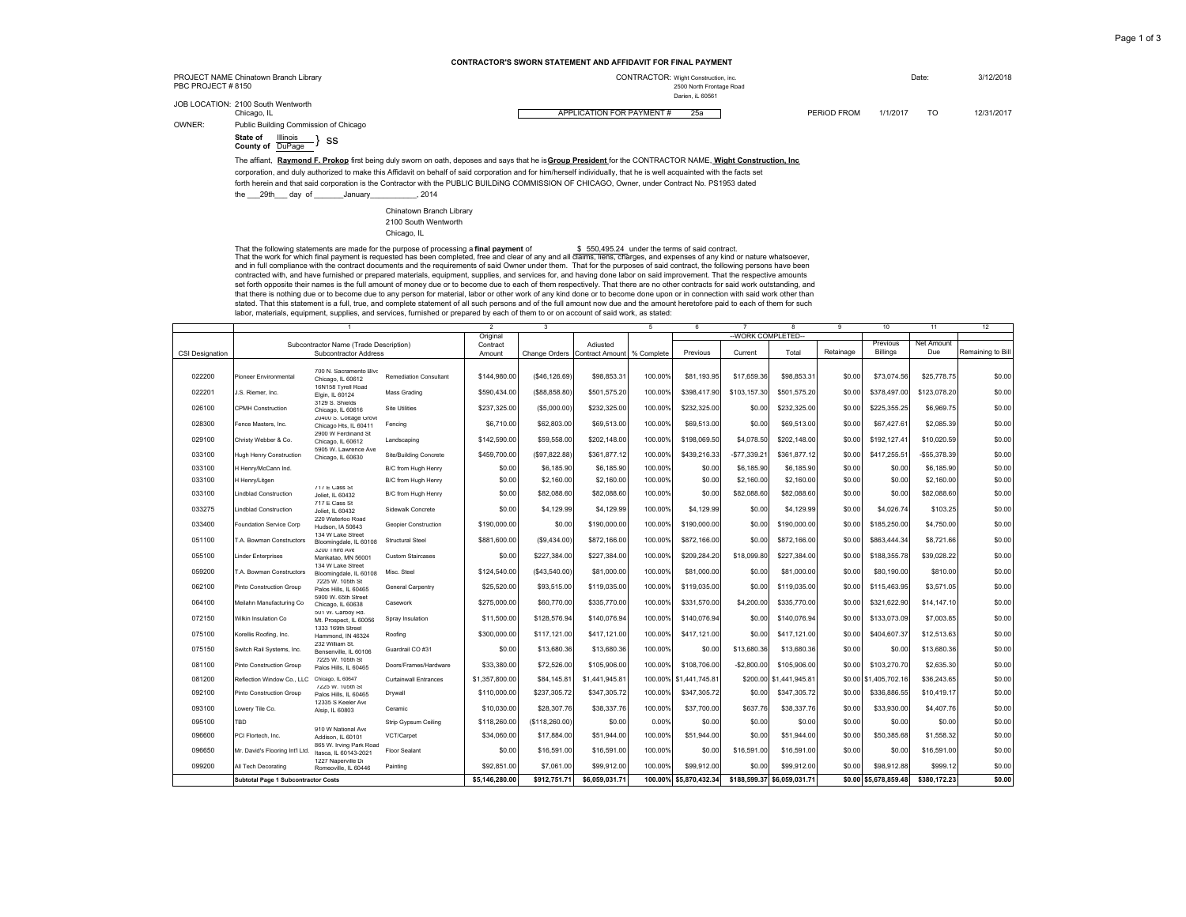# CONTRACTOR'S SWORN STATEMENT AND AFFIDAVIT FOR FINAL PAYMENT

PROJECT NAME Chinatown Branch Library
PBC PROJECT # 8150

CONTRACTOR: Wight Construction, inc.
2500 North Frontage Road
Darien, iL 60561

Date: 3/12/2018

JOB LOCATION: 2100 South Wentworth
Chicago, IL

APPLICATION FOR PAYMENT # 25a

PERiOD FROM 1/1/2017 TO 12/31/2017

OWNER: Public Building Commission of Chicago

**State of** Illinois
**County of** DuPage } SS

The affiant, **Raymond F. Prokop** first being duly sworn on oath, deposes and says that he is **Group President** for the CONTRACTOR NAME, **Wight Construction, Inc** corporation, and duly authorized to make this Affidavit on behalf of said corporation and for him/herself individually, that he is well acquainted with the facts set forth herein and that said corporation is the Contractor with the PUBLIC BUILDiNG COMMISSION OF CHICAGO, Owner, under Contract No. PS1953 dated the \_\_\_29th\_\_\_ day of \_\_\_\_\_\_\_January\_\_\_\_\_\_\_\_\_\_\_, 2014

Chinatown Branch Library
2100 South Wentworth
Chicago, IL

That the following statements are made for the purpose of processing a **final payment** of $ 550,495.24 under the terms of said contract.
That the work for which final payment is requested has been completed, free and clear of any and all claims, liens, charges, and expenses of any kind or nature whatsoever, and in full compliance with the contract documents and the requirements of said Owner under them. That for the purposes of said contract, the following persons have been contracted with, and have furnished or prepared materials, equipment, supplies, and services for, and having done labor on said improvement. That the respective amounts set forth opposite their names is the full amount of money due or to become due to each of them respectively. That there are no other contracts for said work outstanding, and that there is nothing due or to become due to any person for material, labor or other work of any kind done or to become done upon or in connection with said work other than stated. That this statement is a full, true, and complete statement of all such persons and of the full amount now due and the amount heretofore paid to each of them for such labor, materials, equipment, supplies, and services, furnished or prepared by each of them to or on account of said work, as stated:

| | 1 | | | 2 | 3 | | 5 | 6 | 7 | 8 | 9 | 10 | 11 | 12 |
|---|---|---|---|---|---|---|---|---|---|---|---|---|---|---|
| | | | | | | | | --WORK COMPLETED-- | | | | | | |
| CSI Designation | Subcontractor Name (Trade Description) Subcontractor Address | | | Original Contract Amount | Change Orders | Adjusted Contract Amount | % Complete | Previous | Current | Total | Retainage | Previous Billings | Net Amount Due | Remaining to Bill |
| 022200 | Pioneer Environmental | 700 N. Sacramento Blvd Chicago, IL 60612 | Remediation Consultant | $144,980.00 | ($46,126.69) | $98,853.31 | 100.00% | $81,193.95 | $17,659.36 | $98,853.31 | $0.00 | $73,074.56 | $25,778.75 | $0.00 |
| 022201 | J.S. Riemer, Inc. | 16N158 Tyrell Road Elgin, IL 60124 | Mass Grading | $590,434.00 | ($88,858.80) | $501,575.20 | 100.00% | $398,417.90 | $103,157.30 | $501,575.20 | $0.00 | $378,497.00 | $123,078.20 | $0.00 |
| 026100 | CPMH Construction | 3129 S. Shields Chicago, IL 60616 | Site Utilities | $237,325.00 | ($5,000.00) | $232,325.00 | 100.00% | $232,325.00 | $0.00 | $232,325.00 | $0.00 | $225,355.25 | $6,969.75 | $0.00 |
| 028300 | Fence Masters, Inc. | 20400 S. Cottage Grove Chicago Hts, IL 60411 | Fencing | $6,710.00 | $62,803.00 | $69,513.00 | 100.00% | $69,513.00 | $0.00 | $69,513.00 | $0.00 | $67,427.61 | $2,085.39 | $0.00 |
| 029100 | Christy Webber & Co. | 2900 W Ferdinand St Chicago, IL 60612 | Landscaping | $142,590.00 | $59,558.00 | $202,148.00 | 100.00% | $198,069.50 | $4,078.50 | $202,148.00 | $0.00 | $192,127.41 | $10,020.59 | $0.00 |
| 033100 | Hugh Henry Construction | 5905 W. Lawrence Ave Chicago, IL 60630 | Site/Building Concrete | $459,700.00 | ($97,822.88) | $361,877.12 | 100.00% | $439,216.33 | -$77,339.21 | $361,877.12 | $0.00 | $417,255.51 | -$55,378.39 | $0.00 |
| 033100 | H Henry/McCann Ind. | | B/C from Hugh Henry | $0.00 | $6,185.90 | $6,185.90 | 100.00% | $0.00 | $6,185.90 | $6,185.90 | $0.00 | $0.00 | $6,185.90 | $0.00 |
| 033100 | H Henry/Litgen | | B/C from Hugh Henry | $0.00 | $2,160.00 | $2,160.00 | 100.00% | $0.00 | $2,160.00 | $2,160.00 | $0.00 | $0.00 | $2,160.00 | $0.00 |
| 033100 | Lindblad Construction | 717 E Cass St Joliet, IL 60432 | B/C from Hugh Henry | $0.00 | $82,088.60 | $82,088.60 | 100.00% | $0.00 | $82,088.60 | $82,088.60 | $0.00 | $0.00 | $82,088.60 | $0.00 |
| 033275 | Lindblad Construction | 717 E Cass St Joliet, IL 60432 | Sidewalk Concrete | $0.00 | $4,129.99 | $4,129.99 | 100.00% | $4,129.99 | $0.00 | $4,129.99 | $0.00 | $4,026.74 | $103.25 | $0.00 |
| 033400 | Foundation Service Corp | 220 Waterloo Road Hudson, IA 50643 | Geopier Construction | $190,000.00 | $0.00 | $190,000.00 | 100.00% | $190,000.00 | $0.00 | $190,000.00 | $0.00 | $185,250.00 | $4,750.00 | $0.00 |
| 051100 | T.A. Bowman Constructors | 134 W Lake Street Bloomingdale, IL 60108 | Structural Steel | $881,600.00 | ($9,434.00) | $872,166.00 | 100.00% | $872,166.00 | $0.00 | $872,166.00 | $0.00 | $863,444.34 | $8,721.66 | $0.00 |
| 055100 | Linder Enterprises | 3200 Third Ave Mankatao, MN 56001 | Custom Staircases | $0.00 | $227,384.00 | $227,384.00 | 100.00% | $209,284.20 | $18,099.80 | $227,384.00 | $0.00 | $188,355.78 | $39,028.22 | $0.00 |
| 059200 | T.A. Bowman Constructors | 134 W Lake Street Bloomingdale, IL 60108 | Misc. Steel | $124,540.00 | ($43,540.00) | $81,000.00 | 100.00% | $81,000.00 | $0.00 | $81,000.00 | $0.00 | $80,190.00 | $810.00 | $0.00 |
| 062100 | Pinto Construction Group | 7225 W. 105th St Palos Hills, IL 60465 | General Carpentry | $25,520.00 | $93,515.00 | $119,035.00 | 100.00% | $119,035.00 | $0.00 | $119,035.00 | $0.00 | $115,463.95 | $3,571.05 | $0.00 |
| 064100 | Meilahn Manufacturing Co | 5900 W. 65th Street Chicago, IL 60638 | Casework | $275,000.00 | $60,770.00 | $335,770.00 | 100.00% | $331,570.00 | $4,200.00 | $335,770.00 | $0.00 | $321,622.90 | $14,147.10 | $0.00 |
| 072150 | Wilkin Insulation Co | 501 W. Carboy Rd. Mt. Prospect, IL 60056 | Spray Insulation | $11,500.00 | $128,576.94 | $140,076.94 | 100.00% | $140,076.94 | $0.00 | $140,076.94 | $0.00 | $133,073.09 | $7,003.85 | $0.00 |
| 075100 | Korellis Roofing, Inc. | 1333 169th Street Hammond, IN 46324 | Roofing | $300,000.00 | $117,121.00 | $417,121.00 | 100.00% | $417,121.00 | $0.00 | $417,121.00 | $0.00 | $404,607.37 | $12,513.63 | $0.00 |
| 075150 | Switch Rail Systems, Inc. | 232 William St. Bensenville, IL 60106 | Guardrail CO #31 | $0.00 | $13,680.36 | $13,680.36 | 100.00% | $0.00 | $13,680.36 | $13,680.36 | $0.00 | $0.00 | $13,680.36 | $0.00 |
| 081100 | Pinto Construction Group | 7225 W. 105th St Palos Hills, IL 60465 | Doors/Frames/Hardware | $33,380.00 | $72,526.00 | $105,906.00 | 100.00% | $108,706.00 | -$2,800.00 | $105,906.00 | $0.00 | $103,270.70 | $2,635.30 | $0.00 |
| 081200 | Reflection Window Co., LLC | Chicago, IL 60647 | Curtainwall Entrances | $1,357,800.00 | $84,145.81 | $1,441,945.81 | 100.00% | $1,441,745.81 | $200.00 | $1,441,945.81 | $0.00 | $1,405,702.16 | $36,243.65 | $0.00 |
| 092100 | Pinto Construction Group | 7225 W. 105th St Palos Hills, IL 60465 | Drywall | $110,000.00 | $237,305.72 | $347,305.72 | 100.00% | $347,305.72 | $0.00 | $347,305.72 | $0.00 | $336,886.55 | $10,419.17 | $0.00 |
| 093100 | Lowery Tile Co. | 12335 S Keeler Ave Alsip, IL 60803 | Ceramic | $10,030.00 | $28,307.76 | $38,337.76 | 100.00% | $37,700.00 | $637.76 | $38,337.76 | $0.00 | $33,930.00 | $4,407.76 | $0.00 |
| 095100 | TBD | | Strip Gypsum Ceiling | $118,260.00 | ($118,260.00) | $0.00 | 0.00% | $0.00 | $0.00 | $0.00 | $0.00 | $0.00 | $0.00 | $0.00 |
| 096600 | PCI Flortech, Inc. | 910 W National Ave Addison, IL 60101 | VCT/Carpet | $34,060.00 | $17,884.00 | $51,944.00 | 100.00% | $51,944.00 | $0.00 | $51,944.00 | $0.00 | $50,385.68 | $1,558.32 | $0.00 |
| 096650 | Mr. David's Flooring Int'l Ltd. | 865 W. Irving Park Road Itasca, IL 60143-2021 | Floor Sealant | $0.00 | $16,591.00 | $16,591.00 | 100.00% | $0.00 | $16,591.00 | $16,591.00 | $0.00 | $0.00 | $16,591.00 | $0.00 |
| 099200 | All Tech Decorating | 1227 Naperville Dr Romeoville, IL 60446 | Painting | $92,851.00 | $7,061.00 | $99,912.00 | 100.00% | $99,912.00 | $0.00 | $99,912.00 | $0.00 | $98,912.88 | $999.12 | $0.00 |
| | **Subtotal Page 1 Subcontractor Costs** | | | **$5,146,280.00** | **$912,751.71** | **$6,059,031.71** | **100.00%** | **$5,870,432.34** | **$188,599.37** | **$6,059,031.71** | **$0.00** | **$5,678,859.48** | **$380,172.23** | **$0.00** |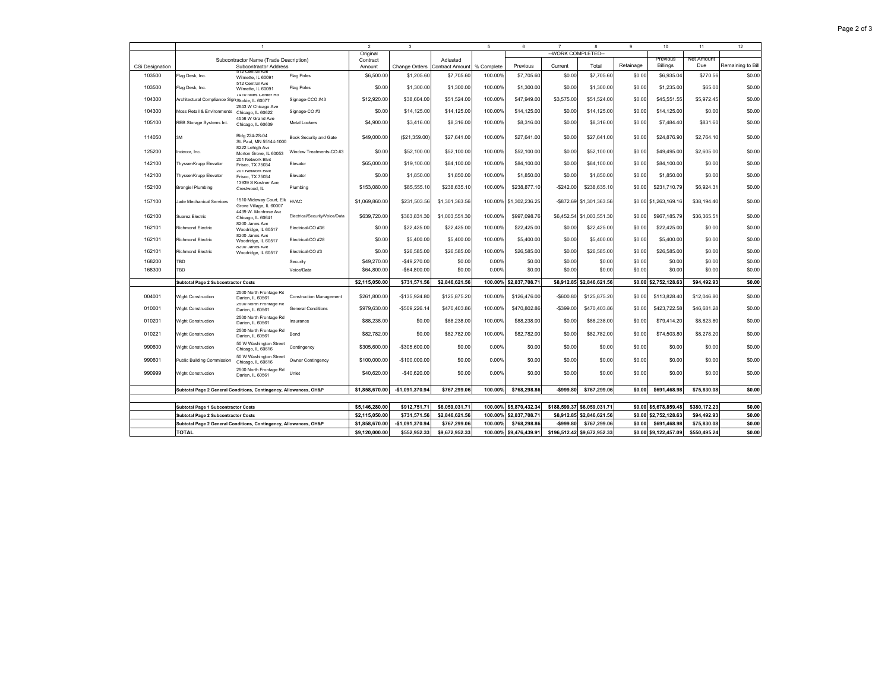| | 1 | | | 2 | 3 | | 5 | 6 | 7 | 8 | 9 | 10 | 11 | 12 |
|---|---|---|---|---|---|---|---|---|---|---|---|---|---|---|
| | | | | Original | | | | --WORK COMPLETED-- | | | | | | |
| CSi Designation | Subcontractor Name (Trade Description) | Subcontractor Address | | Contract Amount | Change Orders | Adjusted Contract Amount | % Complete | Previous | Current | Total | Retainage | Previous Billings | Net Amount Due | Remaining to Bill |
| 103500 | Flag Desk, Inc. | 512 Central Ave Wilmette, IL 60091 | Flag Poles | $6,500.00 | $1,205.60 | $7,705.60 | 100.00% | $7,705.60 | $0.00 | $7,705.60 | $0.00 | $6,935.04 | $770.56 | $0.00 |
| 103500 | Flag Desk, Inc. | 512 Central Ave Wilmette, IL 60091 | Flag Poles | $0.00 | $1,300.00 | $1,300.00 | 100.00% | $1,300.00 | $0.00 | $1,300.00 | $0.00 | $1,235.00 | $65.00 | $0.00 |
| 104300 | Architectural Compliance Sign | 7410 Niles Center Rd Skokie, IL 60077 | Signage-CCO #43 | $12,920.00 | $38,604.00 | $51,524.00 | 100.00% | $47,949.00 | $3,575.00 | $51,524.00 | $0.00 | $45,551.55 | $5,972.45 | $0.00 |
| 104300 | Moss Retail & Environments | 2643 W Chicago Ave Chicago, IL 60622 | Signage-CO #3 | $0.00 | $14,125.00 | $14,125.00 | 100.00% | $14,125.00 | $0.00 | $14,125.00 | $0.00 | $14,125.00 | $0.00 | $0.00 |
| 105100 | REB Storage Systems Int. | 4556 W Grand Ave Chicago, IL 60639 | Metal Lockers | $4,900.00 | $3,416.00 | $8,316.00 | 100.00% | $8,316.00 | $0.00 | $8,316.00 | $0.00 | $7,484.40 | $831.60 | $0.00 |
| 114050 | 3M | Bldg 224-2S-04 St. Paul, MN 55144-1000 | Book Security and Gate | $49,000.00 | ($21,359.00) | $27,641.00 | 100.00% | $27,641.00 | $0.00 | $27,641.00 | $0.00 | $24,876.90 | $2,764.10 | $0.00 |
| 125200 | Indecor, Inc. | 8222 Lehigh Ave Morton Grove, IL 60053 | Window Treatments-CO #3 | $0.00 | $52,100.00 | $52,100.00 | 100.00% | $52,100.00 | $0.00 | $52,100.00 | $0.00 | $49,495.00 | $2,605.00 | $0.00 |
| 142100 | ThyssenKrupp Elevator | 201 Network Blvd Frisco, TX 75034 | Elevator | $65,000.00 | $19,100.00 | $84,100.00 | 100.00% | $84,100.00 | $0.00 | $84,100.00 | $0.00 | $84,100.00 | $0.00 | $0.00 |
| 142100 | ThyssenKrupp Elevator | 201 Network Blvd Frisco, TX 75034 | Elevator | $0.00 | $1,850.00 | $1,850.00 | 100.00% | $1,850.00 | $0.00 | $1,850.00 | $0.00 | $1,850.00 | $0.00 | $0.00 |
| 152100 | Brongiel Plumbing | 13939 S Kostner Ave. Crestwood, IL | Plumbing | $153,080.00 | $85,555.10 | $238,635.10 | 100.00% | $238,877.10 | -$242.00 | $238,635.10 | $0.00 | $231,710.79 | $6,924.31 | $0.00 |
| 157100 | Jade Mechanical Services | 1510 Mideway Court, Elk Grove Village, IL 60007 | HVAC | $1,069,860.00 | $231,503.56 | $1,301,363.56 | 100.00% | $1,302,236.25 | -$872.69 | $1,301,363.56 | $0.00 | $1,263,169.16 | $38,194.40 | $0.00 |
| 162100 | Suarez Electric | 4439 W. Montrose Ave Chicago, IL 60641 | Electrical/Security/Voice/Data | $639,720.00 | $363,831.30 | $1,003,551.30 | 100.00% | $997,098.76 | $6,452.54 | $1,003,551.30 | $0.00 | $967,185.79 | $36,365.51 | $0.00 |
| 162101 | Richmond Electric | 8200 Janes Ave Woodridge, IL 60517 | Electrical-CO #36 | $0.00 | $22,425.00 | $22,425.00 | 100.00% | $22,425.00 | $0.00 | $22,425.00 | $0.00 | $22,425.00 | $0.00 | $0.00 |
| 162101 | Richmond Electric | 8200 Janes Ave Woodridge, IL 60517 | Electrical-CO #28 | $0.00 | $5,400.00 | $5,400.00 | 100.00% | $5,400.00 | $0.00 | $5,400.00 | $0.00 | $5,400.00 | $0.00 | $0.00 |
| 162101 | Richmond Electric | 8200 Janes Ave Woodridge, IL 60517 | Electrical-CO #3 | $0.00 | $26,585.00 | $26,585.00 | 100.00% | $26,585.00 | $0.00 | $26,585.00 | $0.00 | $26,585.00 | $0.00 | $0.00 |
| 168200 | TBD | | Security | $49,270.00 | -$49,270.00 | $0.00 | 0.00% | $0.00 | $0.00 | $0.00 | $0.00 | $0.00 | $0.00 | $0.00 |
| 168300 | TBD | | Voice/Data | $64,800.00 | -$64,800.00 | $0.00 | 0.00% | $0.00 | $0.00 | $0.00 | $0.00 | $0.00 | $0.00 | $0.00 |
| | **Subtotal Page 2 Subcontractor Costs** | | | **$2,115,050.00** | **$731,571.56** | **$2,846,621.56** | **100.00%** | **$2,837,708.71** | **$8,912.85** | **$2,846,621.56** | **$0.00** | **$2,752,128.63** | **$94,492.93** | **$0.00** |
| 004001 | Wight Construction | 2500 North Frontage Rd Darien, IL 60561 | Construction Management | $261,800.00 | -$135,924.80 | $125,875.20 | 100.00% | $126,476.00 | -$600.80 | $125,875.20 | $0.00 | $113,828.40 | $12,046.80 | $0.00 |
| 010001 | Wight Construction | 2500 North Frontage Rd Darien, IL 60561 | General Conditions | $979,630.00 | -$509,226.14 | $470,403.86 | 100.00% | $470,802.86 | -$399.00 | $470,403.86 | $0.00 | $423,722.58 | $46,681.28 | $0.00 |
| 010201 | Wight Construction | 2500 North Frontage Rd Darien, IL 60561 | Insurance | $88,238.00 | $0.00 | $88,238.00 | 100.00% | $88,238.00 | $0.00 | $88,238.00 | $0.00 | $79,414.20 | $8,823.80 | $0.00 |
| 010221 | Wight Construction | 2500 North Frontage Rd Darien, IL 60561 | Bond | $82,782.00 | $0.00 | $82,782.00 | 100.00% | $82,782.00 | $0.00 | $82,782.00 | $0.00 | $74,503.80 | $8,278.20 | $0.00 |
| 990600 | Wight Construction | 50 W Washington Street Chicago, IL 60616 | Contingency | $305,600.00 | -$305,600.00 | $0.00 | 0.00% | $0.00 | $0.00 | $0.00 | $0.00 | $0.00 | $0.00 | $0.00 |
| 990601 | Public Building Commission | 50 W Washington Street Chicago, IL 60616 | Owner Contingency | $100,000.00 | -$100,000.00 | $0.00 | 0.00% | $0.00 | $0.00 | $0.00 | $0.00 | $0.00 | $0.00 | $0.00 |
| 990999 | Wight Construction | 2500 North Frontage Rd Darien, IL 60561 | Unlet | $40,620.00 | -$40,620.00 | $0.00 | 0.00% | $0.00 | $0.00 | $0.00 | $0.00 | $0.00 | $0.00 | $0.00 |
| | **Subtotal Page 2 General Conditions, Contingency, Allowances, OH&P** | | | **$1,858,670.00** | **-$1,091,370.94** | **$767,299.06** | **100.00%** | **$768,298.86** | **-$999.80** | **$767,299.06** | **$0.00** | **$691,468.98** | **$75,830.08** | **$0.00** |
| | **Subtotal Page 1 Subcontractor Costs** | | | **$5,146,280.00** | **$912,751.71** | **$6,059,031.71** | **100.00%** | **$5,870,432.34** | **$188,599.37** | **$6,059,031.71** | **$0.00** | **$5,678,859.48** | **$380,172.23** | **$0.00** |
| | **Subtotal Page 2 Subcontractor Costs** | | | **$2,115,050.00** | **$731,571.56** | **$2,846,621.56** | **100.00%** | **$2,837,708.71** | **$8,912.85** | **$2,846,621.56** | **$0.00** | **$2,752,128.63** | **$94,492.93** | **$0.00** |
| | **Subtotal Page 2 General Conditions, Contingency, Allowances, OH&P** | | | **$1,858,670.00** | **-$1,091,370.94** | **$767,299.06** | **100.00%** | **$768,298.86** | **-$999.80** | **$767,299.06** | **$0.00** | **$691,468.98** | **$75,830.08** | **$0.00** |
| | **TOTAL** | | | **$9,120,000.00** | **$552,952.33** | **$9,672,952.33** | **100.00%** | **$9,476,439.91** | **$196,512.42** | **$9,672,952.33** | **$0.00** | **$9,122,457.09** | **$550,495.24** | **$0.00** |